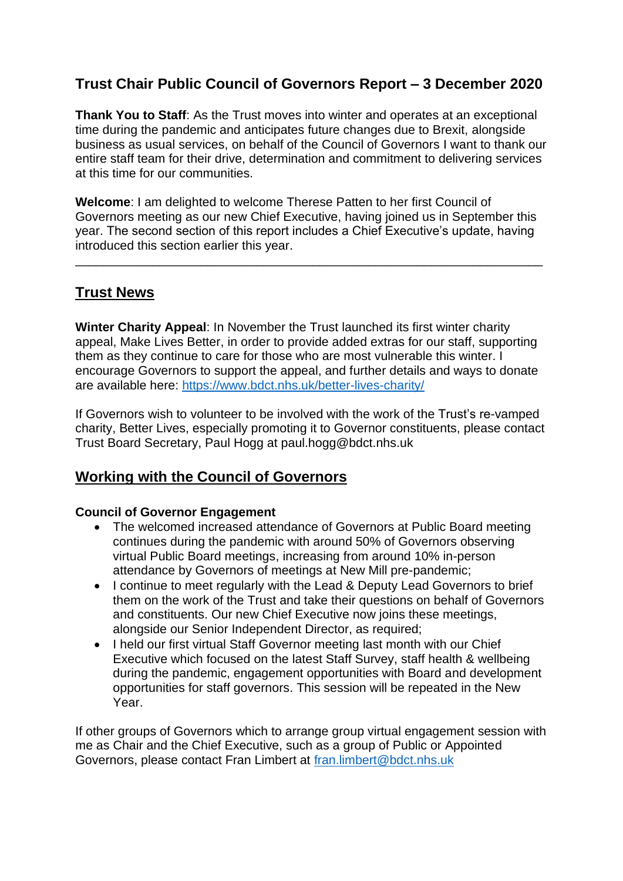# Trust Chair Public Council of Governors Report – 3 December 2020

**Thank You to Staff**: As the Trust moves into winter and operates at an exceptional time during the pandemic and anticipates future changes due to Brexit, alongside business as usual services, on behalf of the Council of Governors I want to thank our entire staff team for their drive, determination and commitment to delivering services at this time for our communities.

**Welcome**: I am delighted to welcome Therese Patten to her first Council of Governors meeting as our new Chief Executive, having joined us in September this year. The second section of this report includes a Chief Executive's update, having introduced this section earlier this year.

---

## Trust News

**Winter Charity Appeal**: In November the Trust launched its first winter charity appeal, Make Lives Better, in order to provide added extras for our staff, supporting them as they continue to care for those who are most vulnerable this winter. I encourage Governors to support the appeal, and further details and ways to donate are available here: https://www.bdct.nhs.uk/better-lives-charity/

If Governors wish to volunteer to be involved with the work of the Trust's re-vamped charity, Better Lives, especially promoting it to Governor constituents, please contact Trust Board Secretary, Paul Hogg at paul.hogg@bdct.nhs.uk

## Working with the Council of Governors

**Council of Governor Engagement**

- The welcomed increased attendance of Governors at Public Board meeting continues during the pandemic with around 50% of Governors observing virtual Public Board meetings, increasing from around 10% in-person attendance by Governors of meetings at New Mill pre-pandemic;
- I continue to meet regularly with the Lead & Deputy Lead Governors to brief them on the work of the Trust and take their questions on behalf of Governors and constituents. Our new Chief Executive now joins these meetings, alongside our Senior Independent Director, as required;
- I held our first virtual Staff Governor meeting last month with our Chief Executive which focused on the latest Staff Survey, staff health & wellbeing during the pandemic, engagement opportunities with Board and development opportunities for staff governors. This session will be repeated in the New Year.

If other groups of Governors which to arrange group virtual engagement session with me as Chair and the Chief Executive, such as a group of Public or Appointed Governors, please contact Fran Limbert at fran.limbert@bdct.nhs.uk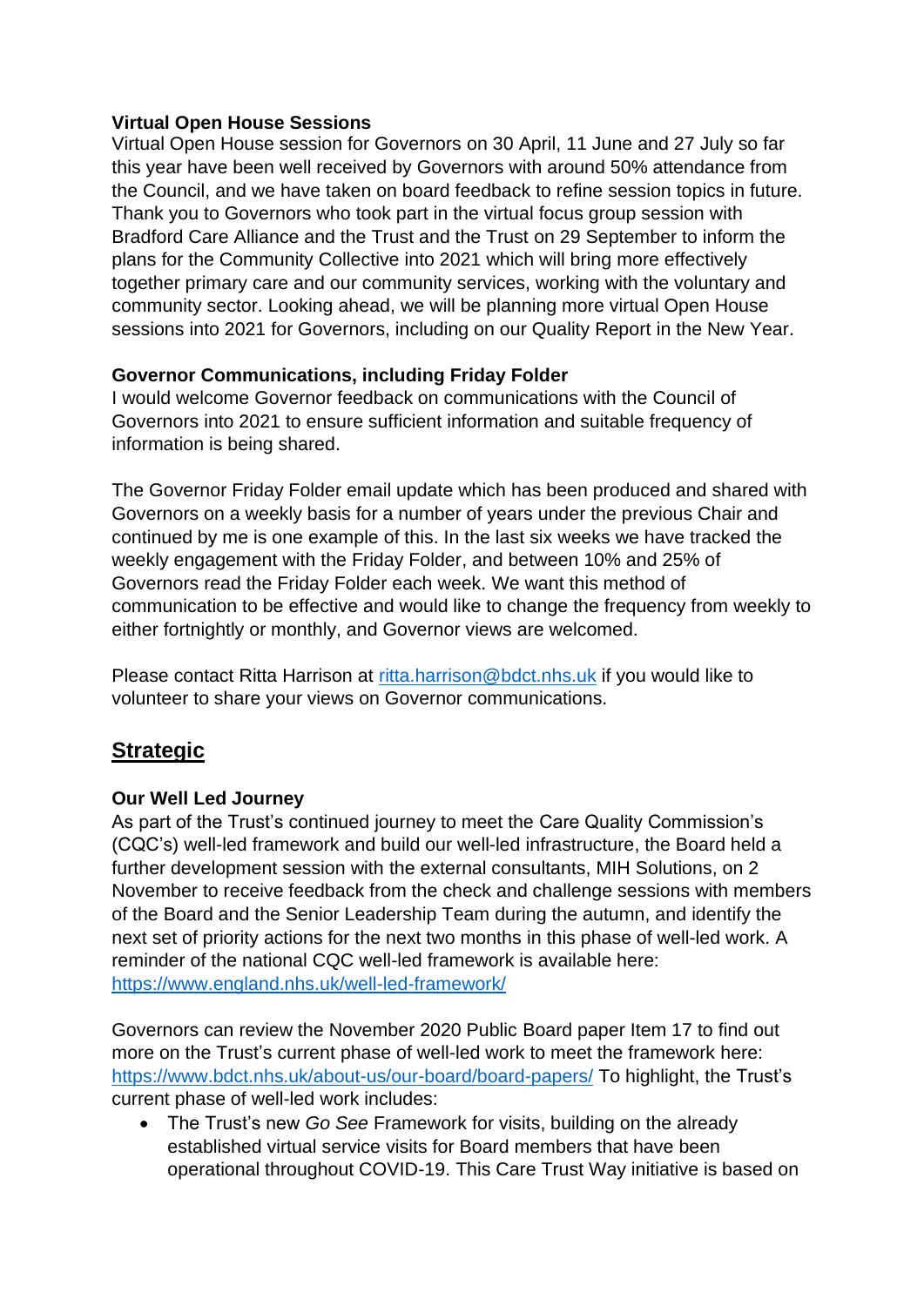**Virtual Open House Sessions**

Virtual Open House session for Governors on 30 April, 11 June and 27 July so far this year have been well received by Governors with around 50% attendance from the Council, and we have taken on board feedback to refine session topics in future. Thank you to Governors who took part in the virtual focus group session with Bradford Care Alliance and the Trust and the Trust on 29 September to inform the plans for the Community Collective into 2021 which will bring more effectively together primary care and our community services, working with the voluntary and community sector. Looking ahead, we will be planning more virtual Open House sessions into 2021 for Governors, including on our Quality Report in the New Year.

**Governor Communications, including Friday Folder**

I would welcome Governor feedback on communications with the Council of Governors into 2021 to ensure sufficient information and suitable frequency of information is being shared.

The Governor Friday Folder email update which has been produced and shared with Governors on a weekly basis for a number of years under the previous Chair and continued by me is one example of this. In the last six weeks we have tracked the weekly engagement with the Friday Folder, and between 10% and 25% of Governors read the Friday Folder each week. We want this method of communication to be effective and would like to change the frequency from weekly to either fortnightly or monthly, and Governor views are welcomed.

Please contact Ritta Harrison at ritta.harrison@bdct.nhs.uk if you would like to volunteer to share your views on Governor communications.

## Strategic

**Our Well Led Journey**

As part of the Trust's continued journey to meet the Care Quality Commission's (CQC's) well-led framework and build our well-led infrastructure, the Board held a further development session with the external consultants, MIH Solutions, on 2 November to receive feedback from the check and challenge sessions with members of the Board and the Senior Leadership Team during the autumn, and identify the next set of priority actions for the next two months in this phase of well-led work. A reminder of the national CQC well-led framework is available here: https://www.england.nhs.uk/well-led-framework/

Governors can review the November 2020 Public Board paper Item 17 to find out more on the Trust's current phase of well-led work to meet the framework here: https://www.bdct.nhs.uk/about-us/our-board/board-papers/ To highlight, the Trust's current phase of well-led work includes:

- The Trust's new *Go See* Framework for visits, building on the already established virtual service visits for Board members that have been operational throughout COVID-19. This Care Trust Way initiative is based on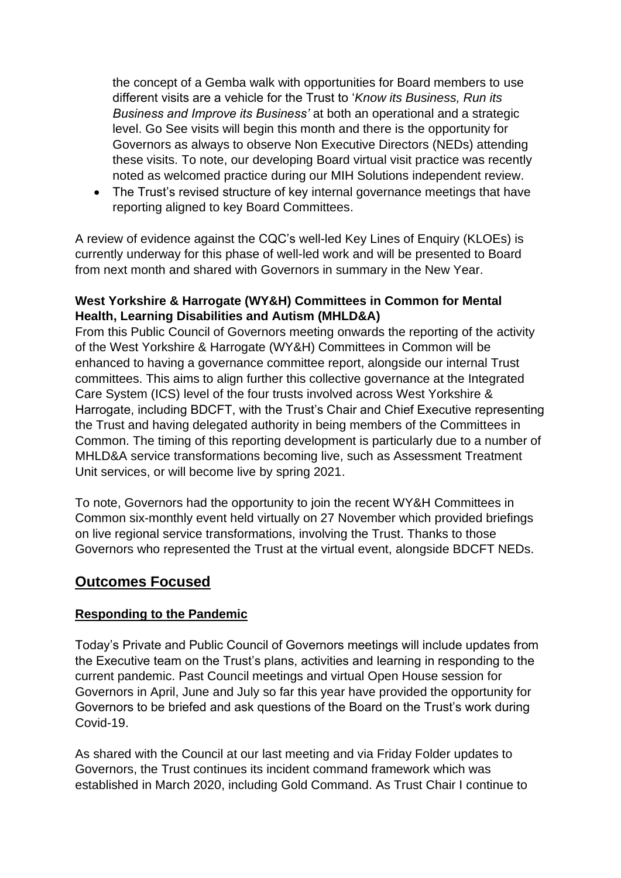the concept of a Gemba walk with opportunities for Board members to use different visits are a vehicle for the Trust to '*Know its Business, Run its Business and Improve its Business'* at both an operational and a strategic level. Go See visits will begin this month and there is the opportunity for Governors as always to observe Non Executive Directors (NEDs) attending these visits. To note, our developing Board virtual visit practice was recently noted as welcomed practice during our MIH Solutions independent review.

- The Trust's revised structure of key internal governance meetings that have reporting aligned to key Board Committees.

A review of evidence against the CQC's well-led Key Lines of Enquiry (KLOEs) is currently underway for this phase of well-led work and will be presented to Board from next month and shared with Governors in summary in the New Year.

**West Yorkshire & Harrogate (WY&H) Committees in Common for Mental Health, Learning Disabilities and Autism (MHLD&A)**

From this Public Council of Governors meeting onwards the reporting of the activity of the West Yorkshire & Harrogate (WY&H) Committees in Common will be enhanced to having a governance committee report, alongside our internal Trust committees. This aims to align further this collective governance at the Integrated Care System (ICS) level of the four trusts involved across West Yorkshire & Harrogate, including BDCFT, with the Trust's Chair and Chief Executive representing the Trust and having delegated authority in being members of the Committees in Common. The timing of this reporting development is particularly due to a number of MHLD&A service transformations becoming live, such as Assessment Treatment Unit services, or will become live by spring 2021.

To note, Governors had the opportunity to join the recent WY&H Committees in Common six-monthly event held virtually on 27 November which provided briefings on live regional service transformations, involving the Trust. Thanks to those Governors who represented the Trust at the virtual event, alongside BDCFT NEDs.

## Outcomes Focused

### Responding to the Pandemic

Today's Private and Public Council of Governors meetings will include updates from the Executive team on the Trust's plans, activities and learning in responding to the current pandemic. Past Council meetings and virtual Open House session for Governors in April, June and July so far this year have provided the opportunity for Governors to be briefed and ask questions of the Board on the Trust's work during Covid-19.

As shared with the Council at our last meeting and via Friday Folder updates to Governors, the Trust continues its incident command framework which was established in March 2020, including Gold Command. As Trust Chair I continue to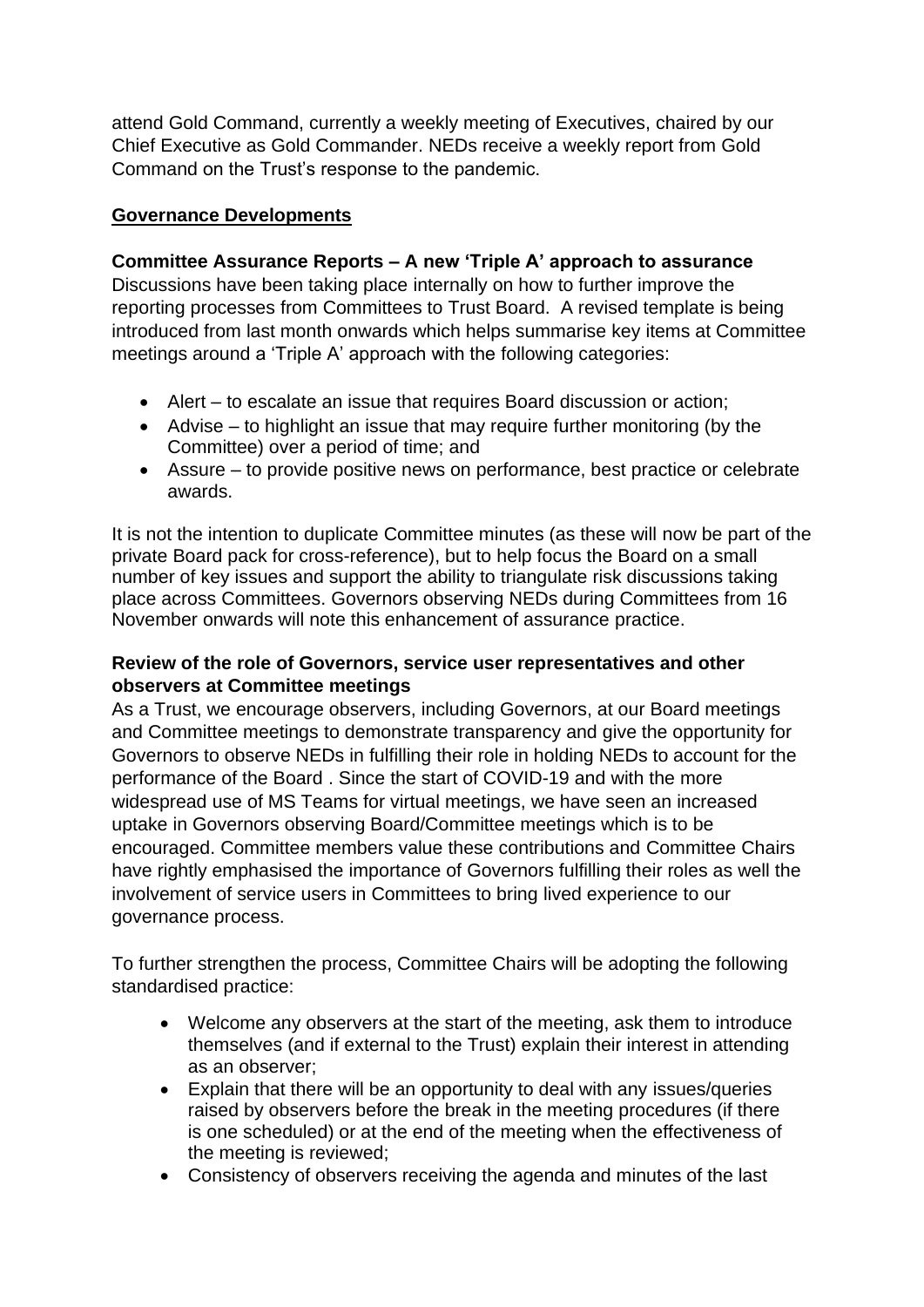attend Gold Command, currently a weekly meeting of Executives, chaired by our Chief Executive as Gold Commander. NEDs receive a weekly report from Gold Command on the Trust's response to the pandemic.

## Governance Developments

**Committee Assurance Reports – A new 'Triple A' approach to assurance**

Discussions have been taking place internally on how to further improve the reporting processes from Committees to Trust Board. A revised template is being introduced from last month onwards which helps summarise key items at Committee meetings around a 'Triple A' approach with the following categories:

- Alert – to escalate an issue that requires Board discussion or action;
- Advise – to highlight an issue that may require further monitoring (by the Committee) over a period of time; and
- Assure – to provide positive news on performance, best practice or celebrate awards.

It is not the intention to duplicate Committee minutes (as these will now be part of the private Board pack for cross-reference), but to help focus the Board on a small number of key issues and support the ability to triangulate risk discussions taking place across Committees. Governors observing NEDs during Committees from 16 November onwards will note this enhancement of assurance practice.

**Review of the role of Governors, service user representatives and other observers at Committee meetings**

As a Trust, we encourage observers, including Governors, at our Board meetings and Committee meetings to demonstrate transparency and give the opportunity for Governors to observe NEDs in fulfilling their role in holding NEDs to account for the performance of the Board . Since the start of COVID-19 and with the more widespread use of MS Teams for virtual meetings, we have seen an increased uptake in Governors observing Board/Committee meetings which is to be encouraged. Committee members value these contributions and Committee Chairs have rightly emphasised the importance of Governors fulfilling their roles as well the involvement of service users in Committees to bring lived experience to our governance process.

To further strengthen the process, Committee Chairs will be adopting the following standardised practice:

- Welcome any observers at the start of the meeting, ask them to introduce themselves (and if external to the Trust) explain their interest in attending as an observer;
- Explain that there will be an opportunity to deal with any issues/queries raised by observers before the break in the meeting procedures (if there is one scheduled) or at the end of the meeting when the effectiveness of the meeting is reviewed;
- Consistency of observers receiving the agenda and minutes of the last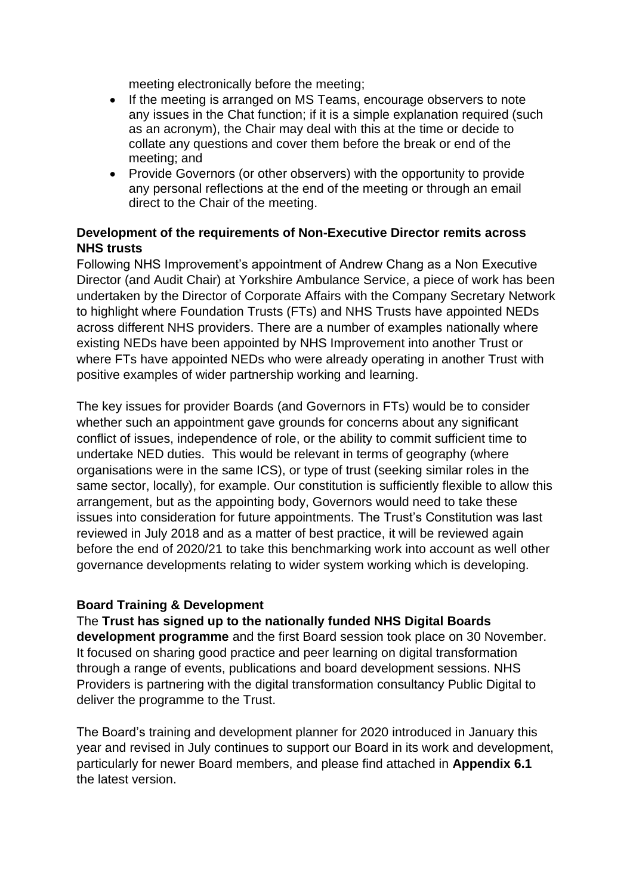meeting electronically before the meeting;

- If the meeting is arranged on MS Teams, encourage observers to note any issues in the Chat function; if it is a simple explanation required (such as an acronym), the Chair may deal with this at the time or decide to collate any questions and cover them before the break or end of the meeting; and
- Provide Governors (or other observers) with the opportunity to provide any personal reflections at the end of the meeting or through an email direct to the Chair of the meeting.

**Development of the requirements of Non-Executive Director remits across NHS trusts**

Following NHS Improvement's appointment of Andrew Chang as a Non Executive Director (and Audit Chair) at Yorkshire Ambulance Service, a piece of work has been undertaken by the Director of Corporate Affairs with the Company Secretary Network to highlight where Foundation Trusts (FTs) and NHS Trusts have appointed NEDs across different NHS providers. There are a number of examples nationally where existing NEDs have been appointed by NHS Improvement into another Trust or where FTs have appointed NEDs who were already operating in another Trust with positive examples of wider partnership working and learning.

The key issues for provider Boards (and Governors in FTs) would be to consider whether such an appointment gave grounds for concerns about any significant conflict of issues, independence of role, or the ability to commit sufficient time to undertake NED duties. This would be relevant in terms of geography (where organisations were in the same ICS), or type of trust (seeking similar roles in the same sector, locally), for example. Our constitution is sufficiently flexible to allow this arrangement, but as the appointing body, Governors would need to take these issues into consideration for future appointments. The Trust's Constitution was last reviewed in July 2018 and as a matter of best practice, it will be reviewed again before the end of 2020/21 to take this benchmarking work into account as well other governance developments relating to wider system working which is developing.

**Board Training & Development**

The **Trust has signed up to the nationally funded NHS Digital Boards development programme** and the first Board session took place on 30 November. It focused on sharing good practice and peer learning on digital transformation through a range of events, publications and board development sessions. NHS Providers is partnering with the digital transformation consultancy Public Digital to deliver the programme to the Trust.

The Board's training and development planner for 2020 introduced in January this year and revised in July continues to support our Board in its work and development, particularly for newer Board members, and please find attached in **Appendix 6.1** the latest version.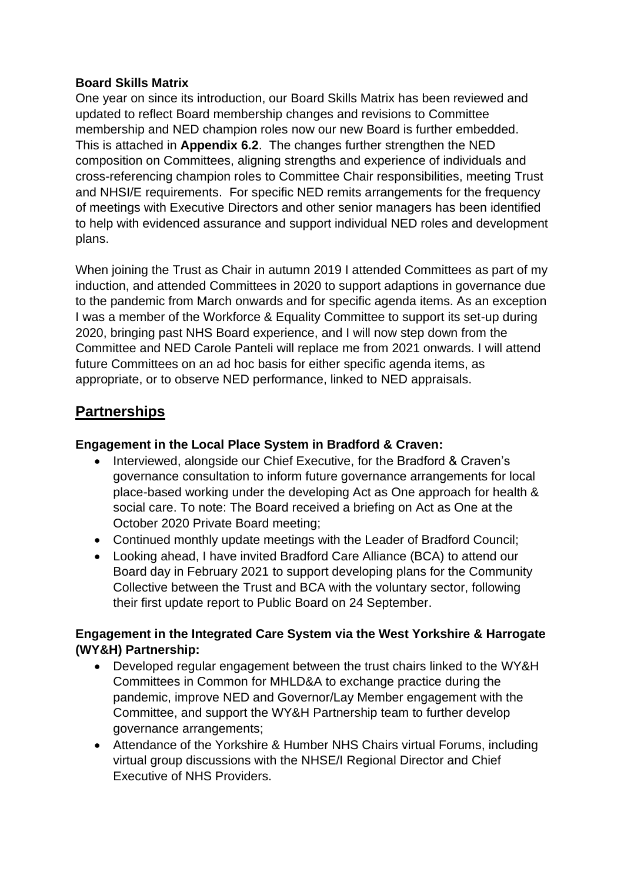**Board Skills Matrix**

One year on since its introduction, our Board Skills Matrix has been reviewed and updated to reflect Board membership changes and revisions to Committee membership and NED champion roles now our new Board is further embedded. This is attached in **Appendix 6.2**. The changes further strengthen the NED composition on Committees, aligning strengths and experience of individuals and cross-referencing champion roles to Committee Chair responsibilities, meeting Trust and NHSI/E requirements. For specific NED remits arrangements for the frequency of meetings with Executive Directors and other senior managers has been identified to help with evidenced assurance and support individual NED roles and development plans.

When joining the Trust as Chair in autumn 2019 I attended Committees as part of my induction, and attended Committees in 2020 to support adaptions in governance due to the pandemic from March onwards and for specific agenda items. As an exception I was a member of the Workforce & Equality Committee to support its set-up during 2020, bringing past NHS Board experience, and I will now step down from the Committee and NED Carole Panteli will replace me from 2021 onwards. I will attend future Committees on an ad hoc basis for either specific agenda items, as appropriate, or to observe NED performance, linked to NED appraisals.

## Partnerships

**Engagement in the Local Place System in Bradford & Craven:**

- Interviewed, alongside our Chief Executive, for the Bradford & Craven's governance consultation to inform future governance arrangements for local place-based working under the developing Act as One approach for health & social care. To note: The Board received a briefing on Act as One at the October 2020 Private Board meeting;
- Continued monthly update meetings with the Leader of Bradford Council;
- Looking ahead, I have invited Bradford Care Alliance (BCA) to attend our Board day in February 2021 to support developing plans for the Community Collective between the Trust and BCA with the voluntary sector, following their first update report to Public Board on 24 September.

**Engagement in the Integrated Care System via the West Yorkshire & Harrogate (WY&H) Partnership:**

- Developed regular engagement between the trust chairs linked to the WY&H Committees in Common for MHLD&A to exchange practice during the pandemic, improve NED and Governor/Lay Member engagement with the Committee, and support the WY&H Partnership team to further develop governance arrangements;
- Attendance of the Yorkshire & Humber NHS Chairs virtual Forums, including virtual group discussions with the NHSE/I Regional Director and Chief Executive of NHS Providers.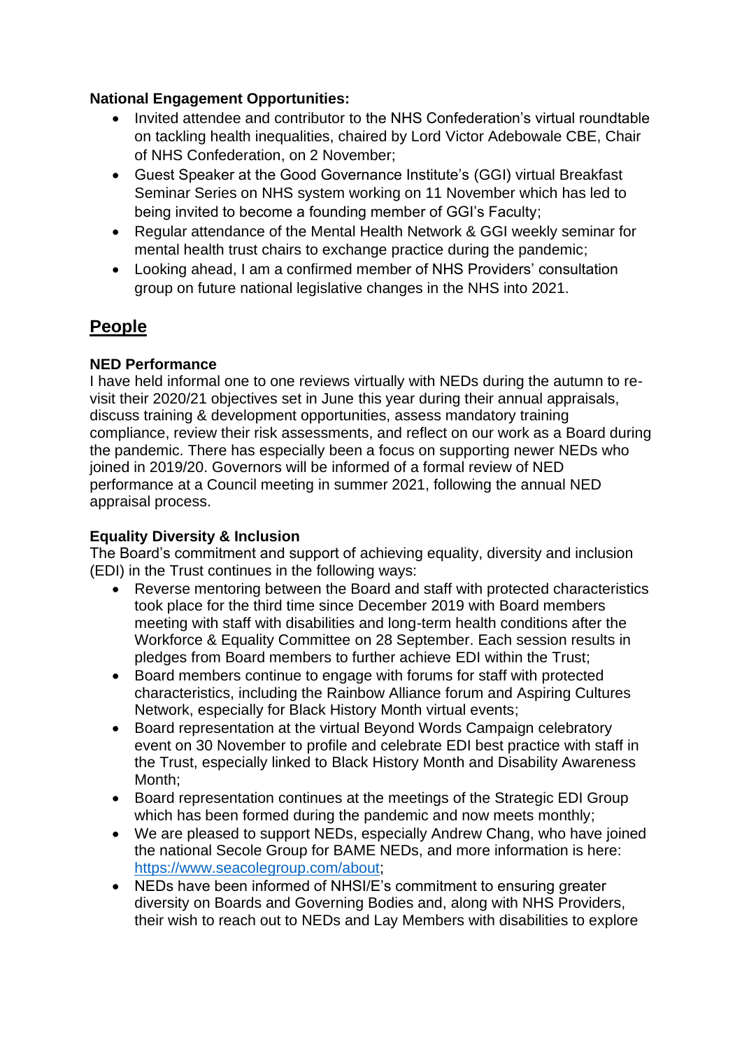**National Engagement Opportunities:**

- Invited attendee and contributor to the NHS Confederation's virtual roundtable on tackling health inequalities, chaired by Lord Victor Adebowale CBE, Chair of NHS Confederation, on 2 November;
- Guest Speaker at the Good Governance Institute's (GGI) virtual Breakfast Seminar Series on NHS system working on 11 November which has led to being invited to become a founding member of GGI's Faculty;
- Regular attendance of the Mental Health Network & GGI weekly seminar for mental health trust chairs to exchange practice during the pandemic;
- Looking ahead, I am a confirmed member of NHS Providers' consultation group on future national legislative changes in the NHS into 2021.

## People

**NED Performance**

I have held informal one to one reviews virtually with NEDs during the autumn to re-visit their 2020/21 objectives set in June this year during their annual appraisals, discuss training & development opportunities, assess mandatory training compliance, review their risk assessments, and reflect on our work as a Board during the pandemic. There has especially been a focus on supporting newer NEDs who joined in 2019/20. Governors will be informed of a formal review of NED performance at a Council meeting in summer 2021, following the annual NED appraisal process.

**Equality Diversity & Inclusion**

The Board's commitment and support of achieving equality, diversity and inclusion (EDI) in the Trust continues in the following ways:

- Reverse mentoring between the Board and staff with protected characteristics took place for the third time since December 2019 with Board members meeting with staff with disabilities and long-term health conditions after the Workforce & Equality Committee on 28 September. Each session results in pledges from Board members to further achieve EDI within the Trust;
- Board members continue to engage with forums for staff with protected characteristics, including the Rainbow Alliance forum and Aspiring Cultures Network, especially for Black History Month virtual events;
- Board representation at the virtual Beyond Words Campaign celebratory event on 30 November to profile and celebrate EDI best practice with staff in the Trust, especially linked to Black History Month and Disability Awareness Month;
- Board representation continues at the meetings of the Strategic EDI Group which has been formed during the pandemic and now meets monthly;
- We are pleased to support NEDs, especially Andrew Chang, who have joined the national Secole Group for BAME NEDs, and more information is here: https://www.seacolegroup.com/about;
- NEDs have been informed of NHSI/E's commitment to ensuring greater diversity on Boards and Governing Bodies and, along with NHS Providers, their wish to reach out to NEDs and Lay Members with disabilities to explore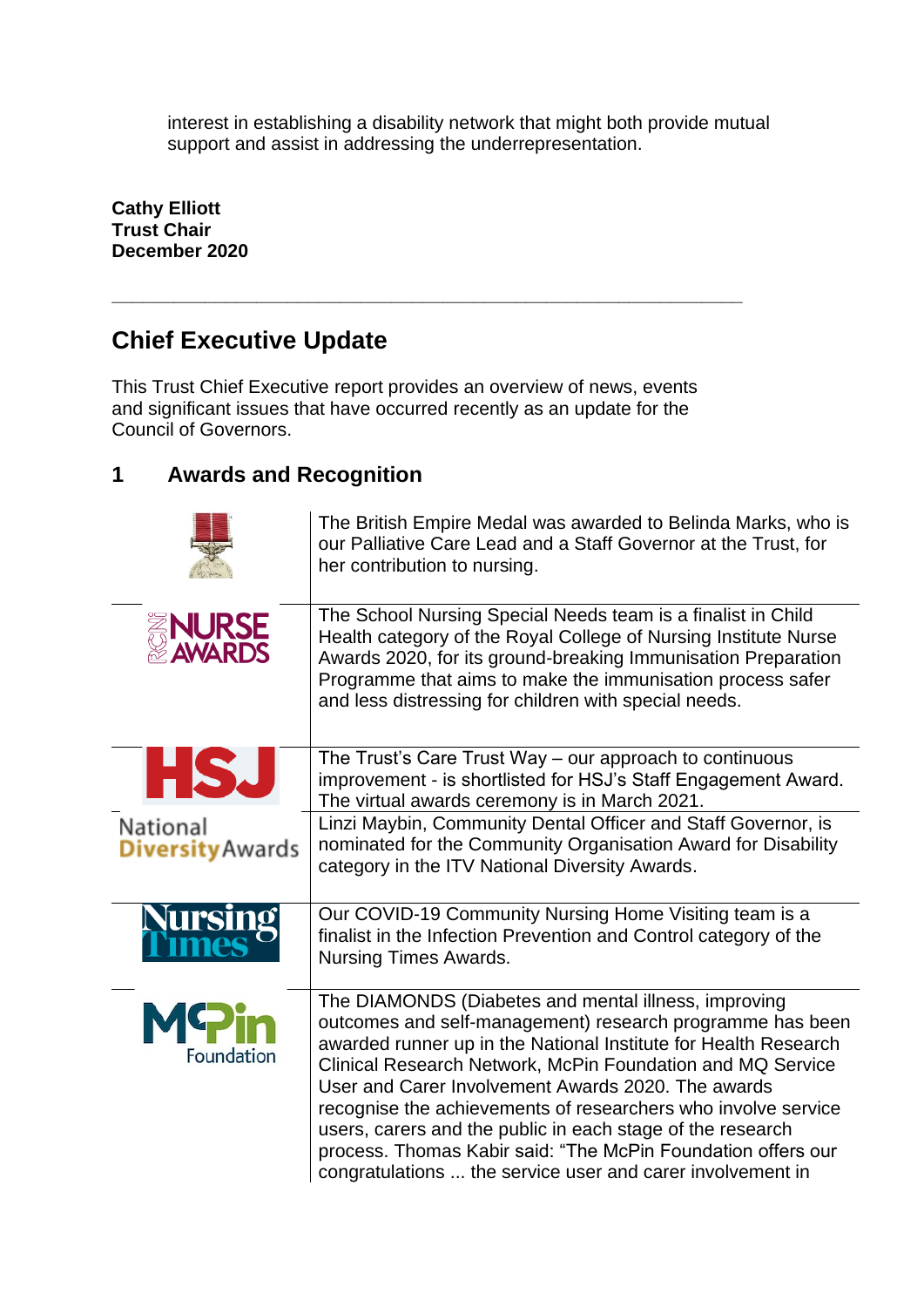interest in establishing a disability network that might both provide mutual support and assist in addressing the underrepresentation.

**Cathy Elliott**
**Trust Chair**
**December 2020**

---

## Chief Executive Update

This Trust Chief Executive report provides an overview of news, events and significant issues that have occurred recently as an update for the Council of Governors.

### 1 Awards and Recognition

| | |
|---|---|
| | The British Empire Medal was awarded to Belinda Marks, who is our Palliative Care Lead and a Staff Governor at the Trust, for her contribution to nursing. |
| RCNi NURSE AWARDS | The School Nursing Special Needs team is a finalist in Child Health category of the Royal College of Nursing Institute Nurse Awards 2020, for its ground-breaking Immunisation Preparation Programme that aims to make the immunisation process safer and less distressing for children with special needs. |
| HSJ | The Trust's Care Trust Way – our approach to continuous improvement - is shortlisted for HSJ's Staff Engagement Award. The virtual awards ceremony is in March 2021. |
| National Diversity Awards | Linzi Maybin, Community Dental Officer and Staff Governor, is nominated for the Community Organisation Award for Disability category in the ITV National Diversity Awards. |
| Nursing Times | Our COVID-19 Community Nursing Home Visiting team is a finalist in the Infection Prevention and Control category of the Nursing Times Awards. |
| McPin Foundation | The DIAMONDS (Diabetes and mental illness, improving outcomes and self-management) research programme has been awarded runner up in the National Institute for Health Research Clinical Research Network, McPin Foundation and MQ Service User and Carer Involvement Awards 2020. The awards recognise the achievements of researchers who involve service users, carers and the public in each stage of the research process. Thomas Kabir said: "The McPin Foundation offers our congratulations ... the service user and carer involvement in |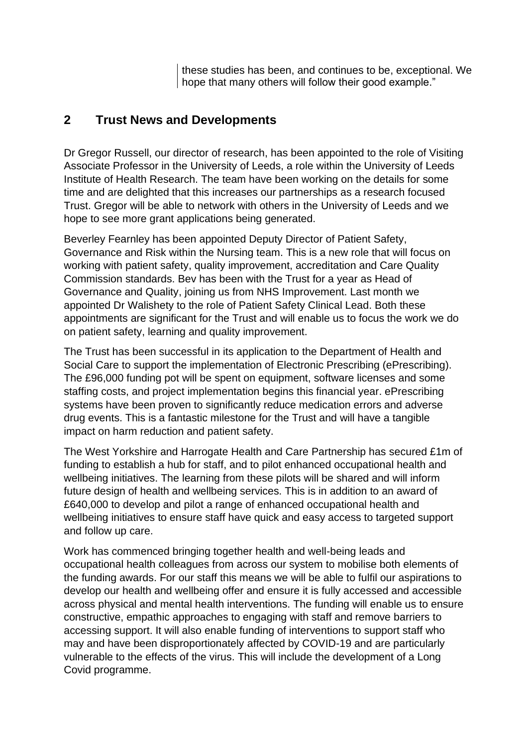these studies has been, and continues to be, exceptional. We hope that many others will follow their good example."

## 2 Trust News and Developments

Dr Gregor Russell, our director of research, has been appointed to the role of Visiting Associate Professor in the University of Leeds, a role within the University of Leeds Institute of Health Research. The team have been working on the details for some time and are delighted that this increases our partnerships as a research focused Trust. Gregor will be able to network with others in the University of Leeds and we hope to see more grant applications being generated.

Beverley Fearnley has been appointed Deputy Director of Patient Safety, Governance and Risk within the Nursing team. This is a new role that will focus on working with patient safety, quality improvement, accreditation and Care Quality Commission standards. Bev has been with the Trust for a year as Head of Governance and Quality, joining us from NHS Improvement. Last month we appointed Dr Walishety to the role of Patient Safety Clinical Lead. Both these appointments are significant for the Trust and will enable us to focus the work we do on patient safety, learning and quality improvement.

The Trust has been successful in its application to the Department of Health and Social Care to support the implementation of Electronic Prescribing (ePrescribing). The £96,000 funding pot will be spent on equipment, software licenses and some staffing costs, and project implementation begins this financial year. ePrescribing systems have been proven to significantly reduce medication errors and adverse drug events. This is a fantastic milestone for the Trust and will have a tangible impact on harm reduction and patient safety.

The West Yorkshire and Harrogate Health and Care Partnership has secured £1m of funding to establish a hub for staff, and to pilot enhanced occupational health and wellbeing initiatives. The learning from these pilots will be shared and will inform future design of health and wellbeing services. This is in addition to an award of £640,000 to develop and pilot a range of enhanced occupational health and wellbeing initiatives to ensure staff have quick and easy access to targeted support and follow up care.

Work has commenced bringing together health and well-being leads and occupational health colleagues from across our system to mobilise both elements of the funding awards. For our staff this means we will be able to fulfil our aspirations to develop our health and wellbeing offer and ensure it is fully accessed and accessible across physical and mental health interventions. The funding will enable us to ensure constructive, empathic approaches to engaging with staff and remove barriers to accessing support. It will also enable funding of interventions to support staff who may and have been disproportionately affected by COVID-19 and are particularly vulnerable to the effects of the virus. This will include the development of a Long Covid programme.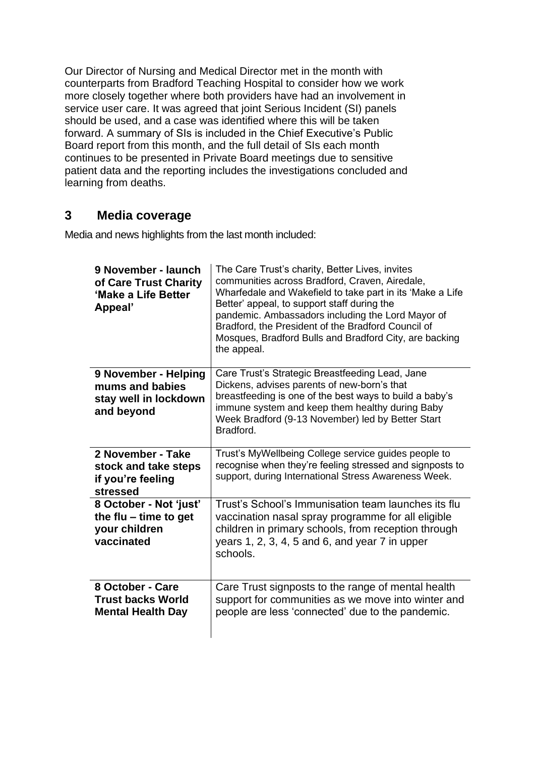Our Director of Nursing and Medical Director met in the month with counterparts from Bradford Teaching Hospital to consider how we work more closely together where both providers have had an involvement in service user care. It was agreed that joint Serious Incident (SI) panels should be used, and a case was identified where this will be taken forward. A summary of SIs is included in the Chief Executive's Public Board report from this month, and the full detail of SIs each month continues to be presented in Private Board meetings due to sensitive patient data and the reporting includes the investigations concluded and learning from deaths.

## 3 Media coverage

Media and news highlights from the last month included:

| | |
|---|---|
| **9 November - launch of Care Trust Charity 'Make a Life Better Appeal'** | The Care Trust's charity, Better Lives, invites communities across Bradford, Craven, Airedale, Wharfedale and Wakefield to take part in its 'Make a Life Better' appeal, to support staff during the pandemic. Ambassadors including the Lord Mayor of Bradford, the President of the Bradford Council of Mosques, Bradford Bulls and Bradford City, are backing the appeal. |
| **9 November - Helping mums and babies stay well in lockdown and beyond** | Care Trust's Strategic Breastfeeding Lead, Jane Dickens, advises parents of new-born's that breastfeeding is one of the best ways to build a baby's immune system and keep them healthy during Baby Week Bradford (9-13 November) led by Better Start Bradford. |
| **2 November - Take stock and take steps if you're feeling stressed** | Trust's MyWellbeing College service guides people to recognise when they're feeling stressed and signposts to support, during International Stress Awareness Week. |
| **8 October - Not 'just' the flu – time to get your children vaccinated** | Trust's School's Immunisation team launches its flu vaccination nasal spray programme for all eligible children in primary schools, from reception through years 1, 2, 3, 4, 5 and 6, and year 7 in upper schools. |
| **8 October - Care Trust backs World Mental Health Day** | Care Trust signposts to the range of mental health support for communities as we move into winter and people are less 'connected' due to the pandemic. |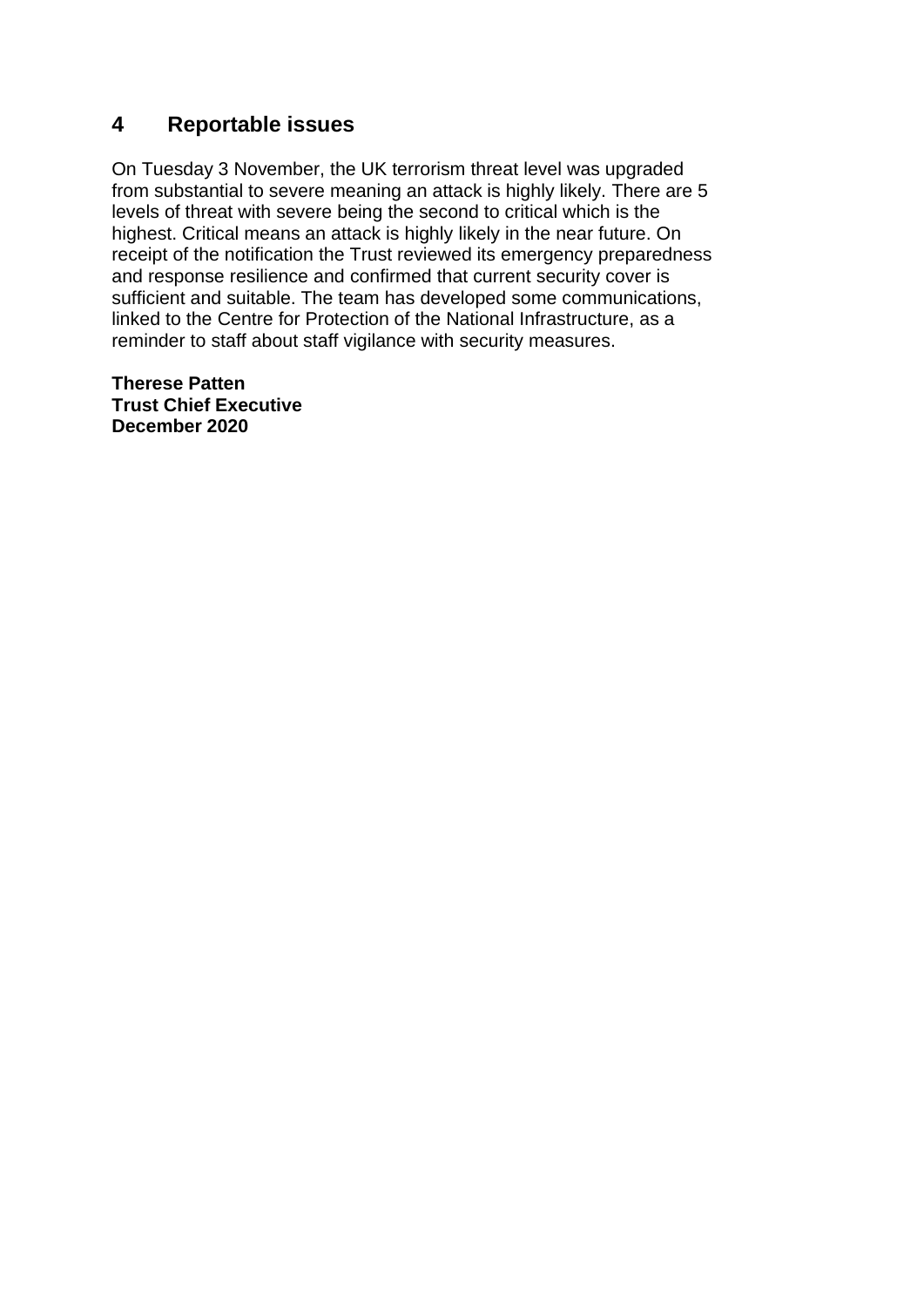## 4 Reportable issues

On Tuesday 3 November, the UK terrorism threat level was upgraded from substantial to severe meaning an attack is highly likely. There are 5 levels of threat with severe being the second to critical which is the highest. Critical means an attack is highly likely in the near future. On receipt of the notification the Trust reviewed its emergency preparedness and response resilience and confirmed that current security cover is sufficient and suitable. The team has developed some communications, linked to the Centre for Protection of the National Infrastructure, as a reminder to staff about staff vigilance with security measures.

**Therese Patten**
**Trust Chief Executive**
**December 2020**